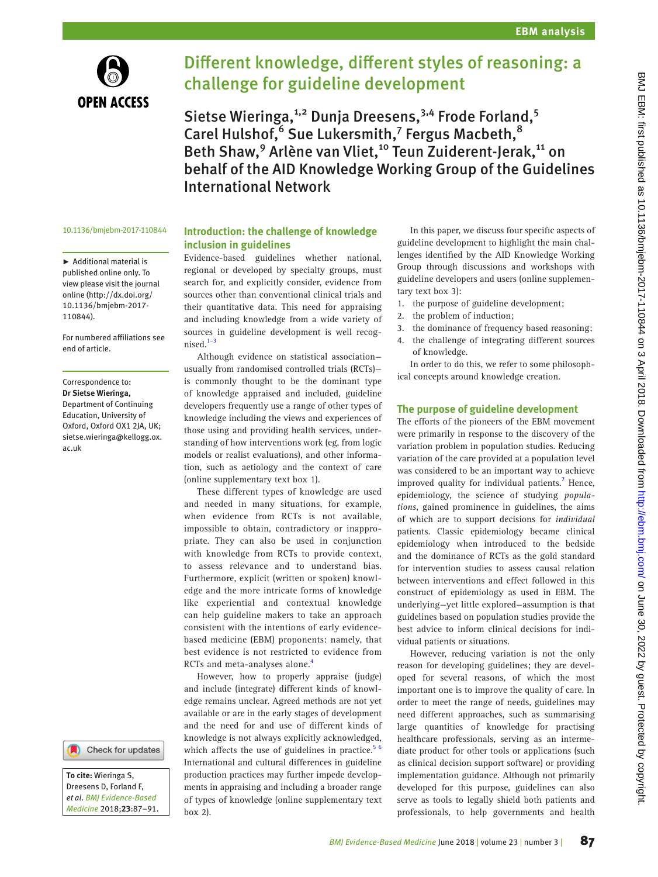# Different knowledge, different styles of reasoning: a challenge for guideline development

Sietse Wieringa,[1,2] Dunja Dreesens,[3,4] Frode Forland,[5] Carel Hulshof,[6] Sue Lukersmith,[7] Fergus Macbeth,[8] Beth Shaw,[9] Arlène van Vliet,[10] Teun Zuiderent-Jerak,[11] on behalf of the AID Knowledge Working Group of the Guidelines International Network

10.1136/bmjebm-2017-110844

► Additional material is published online only. To view please visit the journal online (http://dx.doi.org/10.1136/bmjebm-2017-110844).

For numbered affiliations see end of article.

Correspondence to: **Dr Sietse Wieringa,** Department of Continuing Education, University of Oxford, Oxford OX1 2JA, UK; sietse.wieringa@kellogg.ox.ac.uk

**To cite:** Wieringa S, Dreesens D, Forland F, *et al*. *BMJ Evidence-Based Medicine* 2018;**23**:87–91.

## Introduction: the challenge of knowledge inclusion in guidelines

Evidence-based guidelines whether national, regional or developed by specialty groups, must search for, and explicitly consider, evidence from sources other than conventional clinical trials and their quantitative data. This need for appraising and including knowledge from a wide variety of sources in guideline development is well recognised.[1–3]

Although evidence on statistical association—usually from randomised controlled trials (RCTs)—is commonly thought to be the dominant type of knowledge appraised and included, guideline developers frequently use a range of other types of knowledge including the views and experiences of those using and providing health services, understanding of how interventions work (eg, from logic models or realist evaluations), and other information, such as aetiology and the context of care (online supplementary text box 1).

These different types of knowledge are used and needed in many situations, for example, when evidence from RCTs is not available, impossible to obtain, contradictory or inappropriate. They can also be used in conjunction with knowledge from RCTs to provide context, to assess relevance and to understand bias. Furthermore, explicit (written or spoken) knowledge and the more intricate forms of knowledge like experiential and contextual knowledge can help guideline makers to take an approach consistent with the intentions of early evidence-based medicine (EBM) proponents: namely, that best evidence is not restricted to evidence from RCTs and meta-analyses alone.[4]

However, how to properly appraise (judge) and include (integrate) different kinds of knowledge remains unclear. Agreed methods are not yet available or are in the early stages of development and the need for and use of different kinds of knowledge is not always explicitly acknowledged, which affects the use of guidelines in practice.[5 6] International and cultural differences in guideline production practices may further impede developments in appraising and including a broader range of types of knowledge (online supplementary text box 2).

In this paper, we discuss four specific aspects of guideline development to highlight the main challenges identified by the AID Knowledge Working Group through discussions and workshops with guideline developers and users (online supplementary text box 3):

1. the purpose of guideline development;
2. the problem of induction;
3. the dominance of frequency based reasoning;
4. the challenge of integrating different sources of knowledge.

In order to do this, we refer to some philosophical concepts around knowledge creation.

## The purpose of guideline development

The efforts of the pioneers of the EBM movement were primarily in response to the discovery of the variation problem in population studies. Reducing variation of the care provided at a population level was considered to be an important way to achieve improved quality for individual patients.[7] Hence, epidemiology, the science of studying *populations*, gained prominence in guidelines, the aims of which are to support decisions for *individual* patients. Classic epidemiology became clinical epidemiology when introduced to the bedside and the dominance of RCTs as the gold standard for intervention studies to assess causal relation between interventions and effect followed in this construct of epidemiology as used in EBM. The underlying—yet little explored—assumption is that guidelines based on population studies provide the best advice to inform clinical decisions for individual patients or situations.

However, reducing variation is not the only reason for developing guidelines; they are developed for several reasons, of which the most important one is to improve the quality of care. In order to meet the range of needs, guidelines may need different approaches, such as summarising large quantities of knowledge for practising healthcare professionals, serving as an intermediate product for other tools or applications (such as clinical decision support software) or providing implementation guidance. Although not primarily developed for this purpose, guidelines can also serve as tools to legally shield both patients and professionals, to help governments and health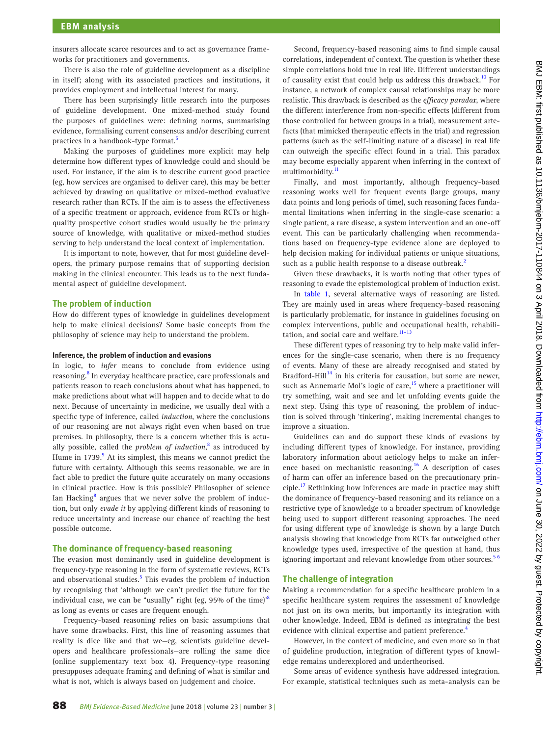insurers allocate scarce resources and to act as governance frameworks for practitioners and governments.

There is also the role of guideline development as a discipline in itself; along with its associated practices and institutions, it provides employment and intellectual interest for many.

There has been surprisingly little research into the purposes of guideline development. One mixed-method study found the purposes of guidelines were: defining norms, summarising evidence, formalising current consensus and/or describing current practices in a handbook-type format.[5]

Making the purposes of guidelines more explicit may help determine how different types of knowledge could and should be used. For instance, if the aim is to describe current good practice (eg, how services are organised to deliver care), this may be better achieved by drawing on qualitative or mixed-method evaluative research rather than RCTs. If the aim is to assess the effectiveness of a specific treatment or approach, evidence from RCTs or high-quality prospective cohort studies would usually be the primary source of knowledge, with qualitative or mixed-method studies serving to help understand the local context of implementation.

It is important to note, however, that for most guideline developers, the primary purpose remains that of supporting decision making in the clinical encounter. This leads us to the next fundamental aspect of guideline development.

## The problem of induction

How do different types of knowledge in guidelines development help to make clinical decisions? Some basic concepts from the philosophy of science may help to understand the problem.

### Inference, the problem of induction and evasions

In logic, to *infer* means to conclude from evidence using reasoning.[8] In everyday healthcare practice, care professionals and patients reason to reach conclusions about what has happened, to make predictions about what will happen and to decide what to do next. Because of uncertainty in medicine, we usually deal with a specific type of inference, called *induction*, where the conclusions of our reasoning are not always right even when based on true premises. In philosophy, there is a concern whether this is actually possible, called the *problem of induction*,[8] as introduced by Hume in 1739.[9] At its simplest, this means we cannot predict the future with certainty. Although this seems reasonable, we are in fact able to predict the future quite accurately on many occasions in clinical practice. How is this possible? Philosopher of science Ian Hacking[8] argues that we never solve the problem of induction, but only *evade it* by applying different kinds of reasoning to reduce uncertainty and increase our chance of reaching the best possible outcome.

## The dominance of frequency-based reasoning

The evasion most dominantly used in guideline development is frequency-type reasoning in the form of systematic reviews, RCTs and observational studies.[5] This evades the problem of induction by recognising that 'although we can't predict the future for the individual case, we can be "usually" right (eg, 95% of the time)'[8] as long as events or cases are frequent enough.

Frequency-based reasoning relies on basic assumptions that have some drawbacks. First, this line of reasoning assumes that reality is dice like and that we—eg, scientists guideline developers and healthcare professionals—are rolling the same dice (online supplementary text box 4). Frequency-type reasoning presupposes adequate framing and defining of what is similar and what is not, which is always based on judgement and choice.

Second, frequency-based reasoning aims to find simple causal correlations, independent of context. The question is whether these simple correlations hold true in real life. Different understandings of causality exist that could help us address this drawback.[10] For instance, a network of complex causal relationships may be more realistic. This drawback is described as the *efficacy paradox*, where the different interference from non-specific effects (different from those controlled for between groups in a trial), measurement artefacts (that mimicked therapeutic effects in the trial) and regression patterns (such as the self-limiting nature of a disease) in real life can outweigh the specific effect found in a trial. This paradox may become especially apparent when inferring in the context of multimorbidity.[11]

Finally, and most importantly, although frequency-based reasoning works well for frequent events (large groups, many data points and long periods of time), such reasoning faces fundamental limitations when inferring in the single-case scenario: a single patient, a rare disease, a system intervention and an one-off event. This can be particularly challenging when recommendations based on frequency-type evidence alone are deployed to help decision making for individual patients or unique situations, such as a public health response to a disease outbreak.[2]

Given these drawbacks, it is worth noting that other types of reasoning to evade the epistemological problem of induction exist.

In table 1, several alternative ways of reasoning are listed. They are mainly used in areas where frequency-based reasoning is particularly problematic, for instance in guidelines focusing on complex interventions, public and occupational health, rehabilitation, and social care and welfare.[11–13]

These different types of reasoning try to help make valid inferences for the single-case scenario, when there is no frequency of events. Many of these are already recognised and stated by Bradford-Hill[14] in his criteria for causation, but some are newer, such as Annemarie Mol's logic of care,[15] where a practitioner will try something, wait and see and let unfolding events guide the next step. Using this type of reasoning, the problem of induction is solved through 'tinkering', making incremental changes to improve a situation.

Guidelines can and do support these kinds of evasions by including different types of knowledge. For instance, providing laboratory information about aetiology helps to make an inference based on mechanistic reasoning.[16] A description of cases of harm can offer an inference based on the precautionary principle.[17] Rethinking how inferences are made in practice may shift the dominance of frequency-based reasoning and its reliance on a restrictive type of knowledge to a broader spectrum of knowledge being used to support different reasoning approaches. The need for using different type of knowledge is shown by a large Dutch analysis showing that knowledge from RCTs far outweighed other knowledge types used, irrespective of the question at hand, thus ignoring important and relevant knowledge from other sources.[5,6]

## The challenge of integration

Making a recommendation for a specific healthcare problem in a specific healthcare system requires the assessment of knowledge not just on its own merits, but importantly its integration with other knowledge. Indeed, EBM is defined as integrating the best evidence with clinical expertise and patient preference.[4]

However, in the context of medicine, and even more so in that of guideline production, integration of different types of knowledge remains underexplored and undertheorised.

Some areas of evidence synthesis have addressed integration. For example, statistical techniques such as meta-analysis can be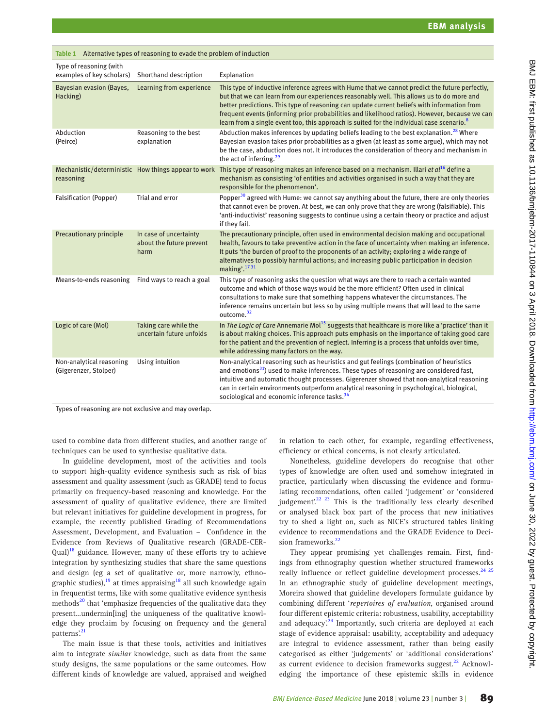**Table 1** Alternative types of reasoning to evade the problem of induction

| Type of reasoning (with examples of key scholars) | Shorthand description | Explanation |
|---|---|---|
| Bayesian evasion (Bayes, Hacking) | Learning from experience | This type of inductive inference agrees with Hume that we cannot predict the future perfectly, but that we can learn from our experiences reasonably well. This allows us to do more and better predictions. This type of reasoning can update current beliefs with information from frequent events (informing prior probabilities and likelihood ratios). However, because we can learn from a single event too, this approach is suited for the individual case scenario.[8] |
| Abduction (Peirce) | Reasoning to the best explanation | Abduction makes inferences by updating beliefs leading to the best explanation.[28] Where Bayesian evasion takes prior probabilities as a given (at least as some argue), which may not be the case, abduction does not. It introduces the consideration of theory and mechanism in the act of inferring.[29] |
| Mechanistic/deterministic reasoning | How things appear to work | This type of reasoning makes an inference based on a mechanism. Illari *et al*[16] define a mechanism as consisting 'of entities and activities organised in such a way that they are responsible for the phenomenon'. |
| Falsification (Popper) | Trial and error | Popper[30] agreed with Hume: we cannot say anything about the future, there are only theories that cannot even be proven. At best, we can only prove that they are wrong (falsifiable). This 'anti-inductivist' reasoning suggests to continue using a certain theory or practice and adjust if they fail. |
| Precautionary principle | In case of uncertainty about the future prevent harm | The precautionary principle, often used in environmental decision making and occupational health, favours to take preventive action in the face of uncertainty when making an inference. It puts 'the burden of proof to the proponents of an activity; exploring a wide range of alternatives to possibly harmful actions; and increasing public participation in decision making'.[17 31] |
| Means-to-ends reasoning | Find ways to reach a goal | This type of reasoning asks the question what ways are there to reach a certain wanted outcome and which of those ways would be the more efficient? Often used in clinical consultations to make sure that something happens whatever the circumstances. The inference remains uncertain but less so by using multiple means that will lead to the same outcome.[32] |
| Logic of care (Mol) | Taking care while the uncertain future unfolds | In *The Logic of Care* Annemarie Mol[15] suggests that healthcare is more like a 'practice' than it is about making choices. This approach puts emphasis on the importance of taking good care for the patient and the prevention of neglect. Inferring is a process that unfolds over time, while addressing many factors on the way. |
| Non-analytical reasoning (Gigerenzer, Stolper) | Using intuition | Non-analytical reasoning such as heuristics and gut feelings (combination of heuristics and emotions[33]) used to make inferences. These types of reasoning are considered fast, intuitive and automatic thought processes. Gigerenzer showed that non-analytical reasoning can in certain environments outperform analytical reasoning in psychological, biological, sociological and economic inference tasks.[34] |

Types of reasoning are not exclusive and may overlap.

used to combine data from different studies, and another range of techniques can be used to synthesise qualitative data.

In guideline development, most of the activities and tools to support high-quality evidence synthesis such as risk of bias assessment and quality assessment (such as GRADE) tend to focus primarily on frequency-based reasoning and knowledge. For the assessment of quality of qualitative evidence, there are limited but relevant initiatives for guideline development in progress, for example, the recently published Grading of Recommendations Assessment, Development, and Evaluation – Confidence in the Evidence from Reviews of Qualitative research (GRADE-CERQual)[18] guidance. However, many of these efforts try to achieve integration by synthesizing studies that share the same questions and design (eg a set of qualitative or, more narrowly, ethnographic studies),[19] at times appraising[18] all such knowledge again in frequentist terms, like with some qualitative evidence synthesis methods[20] that 'emphasize frequencies of the qualitative data they present…undermin[ing] the uniqueness of the qualitative knowledge they proclaim by focusing on frequency and the general patterns'.[21]

The main issue is that these tools, activities and initiatives aim to integrate *similar* knowledge, such as data from the same study designs, the same populations or the same outcomes. How different kinds of knowledge are valued, appraised and weighed in relation to each other, for example, regarding effectiveness, efficiency or ethical concerns, is not clearly articulated.

Nonetheless, guideline developers do recognise that other types of knowledge are often used and somehow integrated in practice, particularly when discussing the evidence and formulating recommendations, often called 'judgement' or 'considered judgement'.[22 23] This is the traditionally less clearly described or analysed black box part of the process that new initiatives try to shed a light on, such as NICE's structured tables linking evidence to recommendations and the GRADE Evidence to Decision frameworks.[22]

They appear promising yet challenges remain. First, findings from ethnography question whether structured frameworks really influence or reflect guideline development processes.[24 25] In an ethnographic study of guideline development meetings, Moreira showed that guideline developers formulate guidance by combining different '*repertoires of evaluation*, organised around four different epistemic criteria: robustness, usability, acceptability and adequacy'.[24] Importantly, such criteria are deployed at each stage of evidence appraisal: usability, acceptability and adequacy are integral to evidence assessment, rather than being easily categorised as either 'judgements' or 'additional considerations' as current evidence to decision frameworks suggest.[22] Acknowledging the importance of these epistemic skills in evidence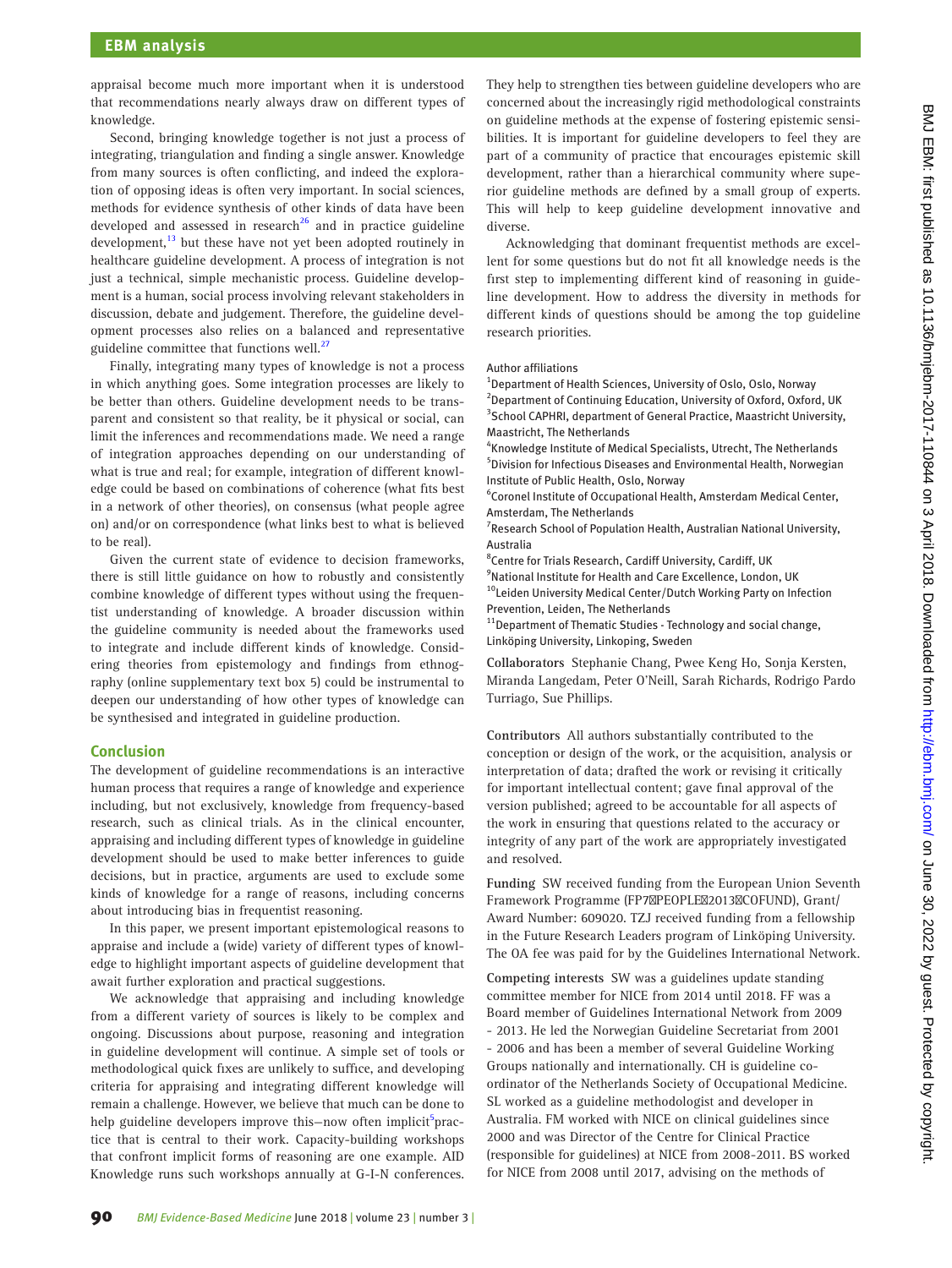appraisal become much more important when it is understood that recommendations nearly always draw on different types of knowledge.

Second, bringing knowledge together is not just a process of integrating, triangulation and finding a single answer. Knowledge from many sources is often conflicting, and indeed the exploration of opposing ideas is often very important. In social sciences, methods for evidence synthesis of other kinds of data have been developed and assessed in research[26] and in practice guideline development,[13] but these have not yet been adopted routinely in healthcare guideline development. A process of integration is not just a technical, simple mechanistic process. Guideline development is a human, social process involving relevant stakeholders in discussion, debate and judgement. Therefore, the guideline development processes also relies on a balanced and representative guideline committee that functions well.[27]

Finally, integrating many types of knowledge is not a process in which anything goes. Some integration processes are likely to be better than others. Guideline development needs to be transparent and consistent so that reality, be it physical or social, can limit the inferences and recommendations made. We need a range of integration approaches depending on our understanding of what is true and real; for example, integration of different knowledge could be based on combinations of coherence (what fits best in a network of other theories), on consensus (what people agree on) and/or on correspondence (what links best to what is believed to be real).

Given the current state of evidence to decision frameworks, there is still little guidance on how to robustly and consistently combine knowledge of different types without using the frequentist understanding of knowledge. A broader discussion within the guideline community is needed about the frameworks used to integrate and include different kinds of knowledge. Considering theories from epistemology and findings from ethnography (online supplementary text box 5) could be instrumental to deepen our understanding of how other types of knowledge can be synthesised and integrated in guideline production.

## Conclusion

The development of guideline recommendations is an interactive human process that requires a range of knowledge and experience including, but not exclusively, knowledge from frequency-based research, such as clinical trials. As in the clinical encounter, appraising and including different types of knowledge in guideline development should be used to make better inferences to guide decisions, but in practice, arguments are used to exclude some kinds of knowledge for a range of reasons, including concerns about introducing bias in frequentist reasoning.

In this paper, we present important epistemological reasons to appraise and include a (wide) variety of different types of knowledge to highlight important aspects of guideline development that await further exploration and practical suggestions.

We acknowledge that appraising and including knowledge from a different variety of sources is likely to be complex and ongoing. Discussions about purpose, reasoning and integration in guideline development will continue. A simple set of tools or methodological quick fixes are unlikely to suffice, and developing criteria for appraising and integrating different knowledge will remain a challenge. However, we believe that much can be done to help guideline developers improve this—now often implicit[5] practice that is central to their work. Capacity-building workshops that confront implicit forms of reasoning are one example. AID Knowledge runs such workshops annually at G-I-N conferences. They help to strengthen ties between guideline developers who are concerned about the increasingly rigid methodological constraints on guideline methods at the expense of fostering epistemic sensibilities. It is important for guideline developers to feel they are part of a community of practice that encourages epistemic skill development, rather than a hierarchical community where superior guideline methods are defined by a small group of experts. This will help to keep guideline development innovative and diverse.

Acknowledging that dominant frequentist methods are excellent for some questions but do not fit all knowledge needs is the first step to implementing different kind of reasoning in guideline development. How to address the diversity in methods for different kinds of questions should be among the top guideline research priorities.

**Author affiliations**

[1]Department of Health Sciences, University of Oslo, Oslo, Norway
[2]Department of Continuing Education, University of Oxford, Oxford, UK
[3]School CAPHRI, department of General Practice, Maastricht University, Maastricht, The Netherlands
[4]Knowledge Institute of Medical Specialists, Utrecht, The Netherlands
[5]Division for Infectious Diseases and Environmental Health, Norwegian Institute of Public Health, Oslo, Norway
[6]Coronel Institute of Occupational Health, Amsterdam Medical Center, Amsterdam, The Netherlands
[7]Research School of Population Health, Australian National University, Australia
[8]Centre for Trials Research, Cardiff University, Cardiff, UK
[9]National Institute for Health and Care Excellence, London, UK
[10]Leiden University Medical Center/Dutch Working Party on Infection Prevention, Leiden, The Netherlands
[11]Department of Thematic Studies - Technology and social change, Linköping University, Linkoping, Sweden

**Collaborators** Stephanie Chang, Pwee Keng Ho, Sonja Kersten, Miranda Langedam, Peter O'Neill, Sarah Richards, Rodrigo Pardo Turriago, Sue Phillips.

**Contributors** All authors substantially contributed to the conception or design of the work, or the acquisition, analysis or interpretation of data; drafted the work or revising it critically for important intellectual content; gave final approval of the version published; agreed to be accountable for all aspects of the work in ensuring that questions related to the accuracy or integrity of any part of the work are appropriately investigated and resolved.

**Funding** SW received funding from the European Union Seventh Framework Programme (FP7‐PEOPLE‐2013‐COFUND), Grant/Award Number: 609020. TZJ received funding from a fellowship in the Future Research Leaders program of Linköping University. The OA fee was paid for by the Guidelines International Network.

**Competing interests** SW was a guidelines update standing committee member for NICE from 2014 until 2018. FF was a Board member of Guidelines International Network from 2009 - 2013. He led the Norwegian Guideline Secretariat from 2001 - 2006 and has been a member of several Guideline Working Groups nationally and internationally. CH is guideline coordinator of the Netherlands Society of Occupational Medicine. SL worked as a guideline methodologist and developer in Australia. FM worked with NICE on clinical guidelines since 2000 and was Director of the Centre for Clinical Practice (responsible for guidelines) at NICE from 2008-2011. BS worked for NICE from 2008 until 2017, advising on the methods of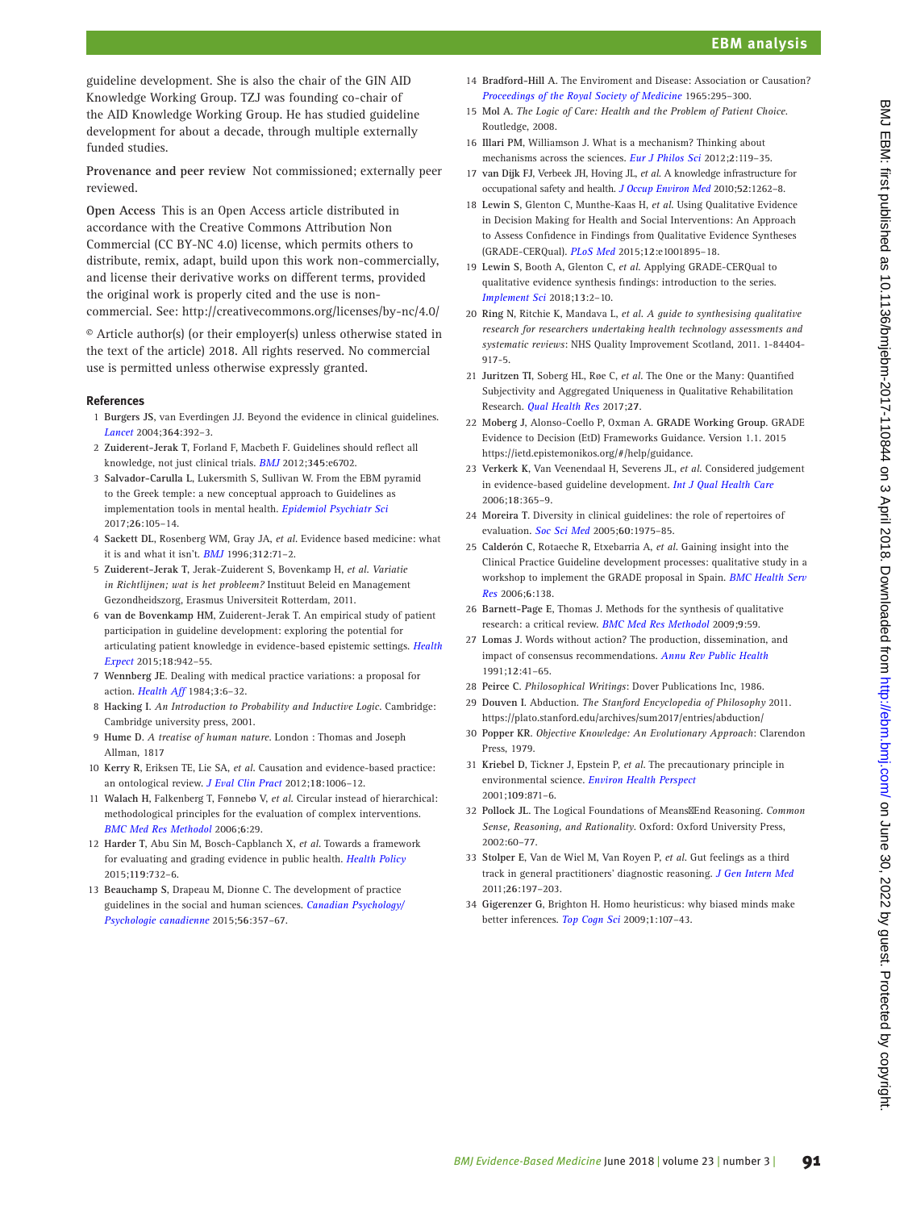guideline development. She is also the chair of the GIN AID Knowledge Working Group. TZJ was founding co-chair of the AID Knowledge Working Group. He has studied guideline development for about a decade, through multiple externally funded studies.

**Provenance and peer review** Not commissioned; externally peer reviewed.

**Open Access** This is an Open Access article distributed in accordance with the Creative Commons Attribution Non Commercial (CC BY-NC 4.0) license, which permits others to distribute, remix, adapt, build upon this work non-commercially, and license their derivative works on different terms, provided the original work is properly cited and the use is non-commercial. See: http://creativecommons.org/licenses/by-nc/4.0/

© Article author(s) (or their employer(s) unless otherwise stated in the text of the article) 2018. All rights reserved. No commercial use is permitted unless otherwise expressly granted.

## References

1. **Burgers JS**, van Everdingen JJ. Beyond the evidence in clinical guidelines. *Lancet* 2004;**364**:392–3.
2. **Zuiderent-Jerak T**, Forland F, Macbeth F. Guidelines should reflect all knowledge, not just clinical trials. *BMJ* 2012;**345**:e6702.
3. **Salvador-Carulla L**, Lukersmith S, Sullivan W. From the EBM pyramid to the Greek temple: a new conceptual approach to Guidelines as implementation tools in mental health. *Epidemiol Psychiatr Sci* 2017;**26**:105–14.
4. **Sackett DL**, Rosenberg WM, Gray JA, *et al*. Evidence based medicine: what it is and what it isn't. *BMJ* 1996;**312**:71–2.
5. **Zuiderent-Jerak T**, Jerak-Zuiderent S, Bovenkamp H, *et al. Variatie in Richtlijnen; wat is het probleem?* Instituut Beleid en Management Gezondheidszorg, Erasmus Universiteit Rotterdam, 2011.
6. **van de Bovenkamp HM**, Zuiderent-Jerak T. An empirical study of patient participation in guideline development: exploring the potential for articulating patient knowledge in evidence-based epistemic settings. *Health Expect* 2015;**18**:942–55.
7. **Wennberg JE**. Dealing with medical practice variations: a proposal for action. *Health Aff* 1984;**3**:6–32.
8. **Hacking I**. *An Introduction to Probability and Inductive Logic*. Cambridge: Cambridge university press, 2001.
9. **Hume D**. *A treatise of human nature*. London : Thomas and Joseph Allman, 1817
10. **Kerry R**, Eriksen TE, Lie SA, *et al*. Causation and evidence-based practice: an ontological review. *J Eval Clin Pract* 2012;**18**:1006–12.
11. **Walach H**, Falkenberg T, Fønnebø V, *et al*. Circular instead of hierarchical: methodological principles for the evaluation of complex interventions. *BMC Med Res Methodol* 2006;**6**:29.
12. **Harder T**, Abu Sin M, Bosch-Capblanch X, *et al*. Towards a framework for evaluating and grading evidence in public health. *Health Policy* 2015;**119**:732–6.
13. **Beauchamp S**, Drapeau M, Dionne C. The development of practice guidelines in the social and human sciences. *Canadian Psychology/Psychologie canadienne* 2015;**56**:357–67.
14. **Bradford-Hill A**. The Enviroment and Disease: Association or Causation? *Proceedings of the Royal Society of Medicine* 1965:295–300.
15. **Mol A**. *The Logic of Care: Health and the Problem of Patient Choice*. Routledge, 2008.
16. **Illari PM**, Williamson J. What is a mechanism? Thinking about mechanisms across the sciences. *Eur J Philos Sci* 2012;**2**:119–35.
17. **van Dijk FJ**, Verbeek JH, Hoving JL, *et al*. A knowledge infrastructure for occupational safety and health. *J Occup Environ Med* 2010;**52**:1262–8.
18. **Lewin S**, Glenton C, Munthe-Kaas H, *et al*. Using Qualitative Evidence in Decision Making for Health and Social Interventions: An Approach to Assess Confidence in Findings from Qualitative Evidence Syntheses (GRADE-CERQual). *PLoS Med* 2015;**12**:e1001895–18.
19. **Lewin S**, Booth A, Glenton C, *et al*. Applying GRADE-CERQual to qualitative evidence synthesis findings: introduction to the series. *Implement Sci* 2018;**13**:2–10.
20. **Ring N**, Ritchie K, Mandava L, *et al. A guide to synthesising qualitative research for researchers undertaking health technology assessments and systematic reviews*: NHS Quality Improvement Scotland, 2011. 1-84404-917-5.
21. **Juritzen TI**, Soberg HL, Røe C, *et al*. The One or the Many: Quantified Subjectivity and Aggregated Uniqueness in Qualitative Rehabilitation Research. *Qual Health Res* 2017;**27**.
22. **Moberg J**, Alonso-Coello P, Oxman A. **GRADE Working Group**. GRADE Evidence to Decision (EtD) Frameworks Guidance. Version 1.1. 2015 https://ietd.epistemonikos.org/#/help/guidance.
23. **Verkerk K**, Van Veenendaal H, Severens JL, *et al*. Considered judgement in evidence-based guideline development. *Int J Qual Health Care* 2006;**18**:365–9.
24. **Moreira T**. Diversity in clinical guidelines: the role of repertoires of evaluation. *Soc Sci Med* 2005;**60**:1975–85.
25. **Calderón C**, Rotaeche R, Etxebarria A, *et al*. Gaining insight into the Clinical Practice Guideline development processes: qualitative study in a workshop to implement the GRADE proposal in Spain. *BMC Health Serv Res* 2006;**6**:138.
26. **Barnett-Page E**, Thomas J. Methods for the synthesis of qualitative research: a critical review. *BMC Med Res Methodol* 2009;**9**:59.
27. **Lomas J**. Words without action? The production, dissemination, and impact of consensus recommendations. *Annu Rev Public Health* 1991;**12**:41–65.
28. **Peirce C**. *Philosophical Writings*: Dover Publications Inc, 1986.
29. **Douven I**. Abduction. *The Stanford Encyclopedia of Philosophy* 2011. https://plato.stanford.edu/archives/sum2017/entries/abduction/
30. **Popper KR**. *Objective Knowledge: An Evolutionary Approach*: Clarendon Press, 1979.
31. **Kriebel D**, Tickner J, Epstein P, *et al*. The precautionary principle in environmental science. *Environ Health Perspect* 2001;**109**:871–6.
32. **Pollock JL**. The Logical Foundations of Means�End Reasoning. *Common Sense, Reasoning, and Rationality*. Oxford: Oxford University Press, 2002:60–77.
33. **Stolper E**, Van de Wiel M, Van Royen P, *et al*. Gut feelings as a third track in general practitioners' diagnostic reasoning. *J Gen Intern Med* 2011;**26**:197–203.
34. **Gigerenzer G**, Brighton H. Homo heuristicus: why biased minds make better inferences. *Top Cogn Sci* 2009;**1**:107–43.